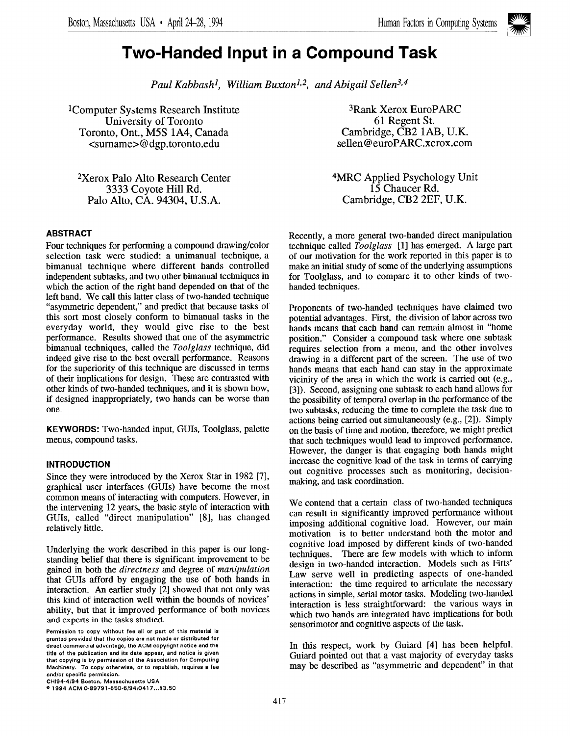# Two-Handed Input in a Compound Task

*Paul Kabbash[1], William Buxton[1,2], and Abigail Sellen[3,4]*

[1]Computer Systems Research Institute
University of Toronto
Toronto, Ont., M5S 1A4, Canada
<surname>@dgp.toronto.edu

[2]Xerox Palo Alto Research Center
3333 Coyote Hill Rd.
Palo Alto, CA. 94304, U.S.A.

[3]Rank Xerox EuroPARC
61 Regent St.
Cambridge, CB2 1AB, U.K.
sellen@euroPARC.xerox.com

[4]MRC Applied Psychology Unit
15 Chaucer Rd.
Cambridge, CB2 2EF, U.K.

## ABSTRACT

Four techniques for performing a compound drawing/color selection task were studied: a unimanual technique, a bimanual technique where different hands controlled independent subtasks, and two other bimanual techniques in which the action of the right hand depended on that of the left hand. We call this latter class of two-handed technique "asymmetric dependent," and predict that because tasks of this sort most closely conform to bimanual tasks in the everyday world, they would give rise to the best performance. Results showed that one of the asymmetric bimanual techniques, called the *Toolglass* technique, did indeed give rise to the best overall performance. Reasons for the superiority of this technique are discussed in terms of their implications for design. These are contrasted with other kinds of two-handed techniques, and it is shown how, if designed inappropriately, two hands can be worse than one.

**KEYWORDS:** Two-handed input, GUIs, Toolglass, palette menus, compound tasks.

## INTRODUCTION

Since they were introduced by the Xerox Star in 1982 [7], graphical user interfaces (GUIs) have become the most common means of interacting with computers. However, in the intervening 12 years, the basic style of interaction with GUIs, called "direct manipulation" [8], has changed relatively little.

Underlying the work described in this paper is our long-standing belief that there is significant improvement to be gained in both the *directness* and degree of *manipulation* that GUIs afford by engaging the use of both hands in interaction. An earlier study [2] showed that not only was this kind of interaction well within the bounds of novices' ability, but that it improved performance of both novices and experts in the tasks studied.

Permission to copy without fee all or part of this material is granted provided that the copies are not made or distributed for direct commercial advantage, the ACM copyright notice and the title of the publication and its date appear, and notice is given that copying is by permission of the Association for Computing Machinery. To copy otherwise, or to republish, requires a fee and/or specific permission.
CHI94-4/94 Boston, Massachusetts USA
© 1994 ACM 0-89791-650-6/94/0417...$3.50

Recently, a more general two-handed direct manipulation technique called *Toolglass* [1] has emerged. A large part of our motivation for the work reported in this paper is to make an initial study of some of the underlying assumptions for Toolglass, and to compare it to other kinds of two-handed techniques.

Proponents of two-handed techniques have claimed two potential advantages. First, the division of labor across two hands means that each hand can remain almost in "home position." Consider a compound task where one subtask requires selection from a menu, and the other involves drawing in a different part of the screen. The use of two hands means that each hand can stay in the approximate vicinity of the area in which the work is carried out (e.g., [3]). Second, assigning one subtask to each hand allows for the possibility of temporal overlap in the performance of the two subtasks, reducing the time to complete the task due to actions being carried out simultaneously (e.g., [2]). Simply on the basis of time and motion, therefore, we might predict that such techniques would lead to improved performance. However, the danger is that engaging both hands might increase the cognitive load of the task in terms of carrying out cognitive processes such as monitoring, decision-making, and task coordination.

We contend that a certain class of two-handed techniques can result in significantly improved performance without imposing additional cognitive load. However, our main motivation is to better understand both the motor and cognitive load imposed by different kinds of two-handed techniques. There are few models with which to inform design in two-handed interaction. Models such as Fitts' Law serve well in predicting aspects of one-handed interaction: the time required to articulate the necessary actions in simple, serial motor tasks. Modeling two-handed interaction is less straightforward: the various ways in which two hands are integrated have implications for both sensorimotor and cognitive aspects of the task.

In this respect, work by Guiard [4] has been helpful. Guiard pointed out that a vast majority of everyday tasks may be described as "asymmetric and dependent" in that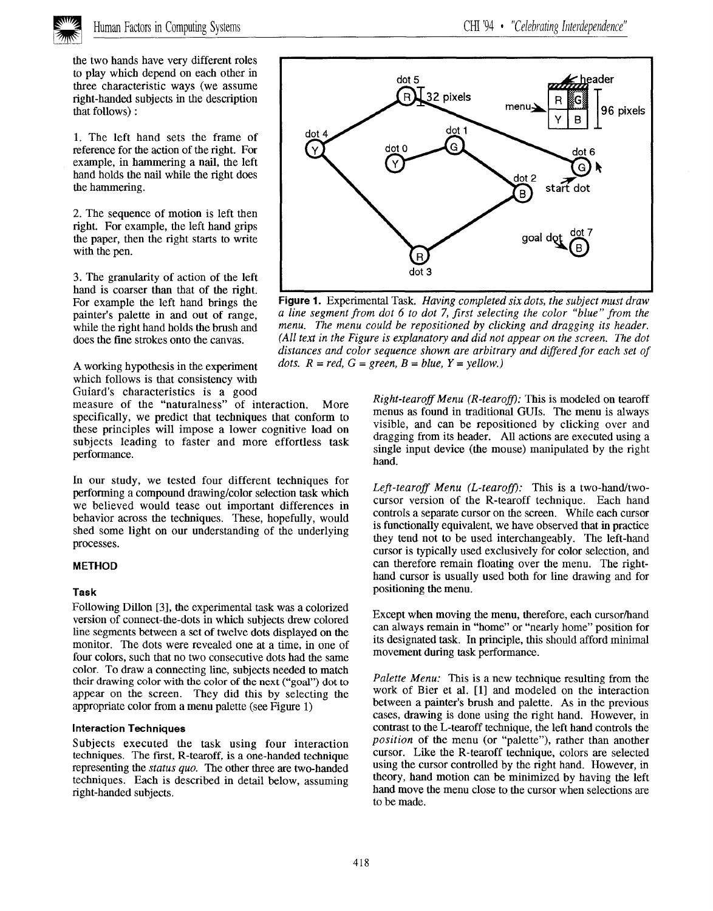the two hands have very different roles to play which depend on each other in three characteristic ways (we assume right-handed subjects in the description that follows) :

1. The left hand sets the frame of reference for the action of the right. For example, in hammering a nail, the left hand holds the nail while the right does the hammering.

2. The sequence of motion is left then right. For example, the left hand grips the paper, then the right starts to write with the pen.

3. The granularity of action of the left hand is coarser than that of the right. For example the left hand brings the painter's palette in and out of range, while the right hand holds the brush and does the fine strokes onto the canvas.

A working hypothesis in the experiment which follows is that consistency with Guiard's characteristics is a good measure of the "naturalness" of interaction. More specifically, we predict that techniques that conform to these principles will impose a lower cognitive load on subjects leading to faster and more effortless task performance.

In our study, we tested four different techniques for performing a compound drawing/color selection task which we believed would tease out important differences in behavior across the techniques. These, hopefully, would shed some light on our understanding of the underlying processes.

**Figure 1.** Experimental Task. *Having completed six dots, the subject must draw a line segment from dot 6 to dot 7, first selecting the color "blue" from the menu. The menu could be repositioned by clicking and dragging its header. (All text in the Figure is explanatory and did not appear on the screen. The dot distances and color sequence shown are arbitrary and differed for each set of dots. R = red, G = green, B = blue, Y = yellow.)*

## METHOD

### Task

Following Dillon [3], the experimental task was a colorized version of connect-the-dots in which subjects drew colored line segments between a set of twelve dots displayed on the monitor. The dots were revealed one at a time, in one of four colors, such that no two consecutive dots had the same color. To draw a connecting line, subjects needed to match their drawing color with the color of the next ("goal") dot to appear on the screen. They did this by selecting the appropriate color from a menu palette (see Figure 1)

### Interaction Techniques

Subjects executed the task using four interaction techniques. The first, R-tearoff, is a one-handed technique representing the *status quo*. The other three are two-handed techniques. Each is described in detail below, assuming right-handed subjects.

*Right-tearoff Menu (R-tearoff):* This is modeled on tearoff menus as found in traditional GUIs. The menu is always visible, and can be repositioned by clicking over and dragging from its header. All actions are executed using a single input device (the mouse) manipulated by the right hand.

*Left-tearoff Menu (L-tearoff):* This is a two-hand/two-cursor version of the R-tearoff technique. Each hand controls a separate cursor on the screen. While each cursor is functionally equivalent, we have observed that in practice they tend not to be used interchangeably. The left-hand cursor is typically used exclusively for color selection, and can therefore remain floating over the menu. The right-hand cursor is usually used both for line drawing and for positioning the menu.

Except when moving the menu, therefore, each cursor/hand can always remain in "home" or "nearly home" position for its designated task. In principle, this should afford minimal movement during task performance.

*Palette Menu:* This is a new technique resulting from the work of Bier et al. [1] and modeled on the interaction between a painter's brush and palette. As in the previous cases, drawing is done using the right hand. However, in contrast to the L-tearoff technique, the left hand controls the *position* of the menu (or "palette"), rather than another cursor. Like the R-tearoff technique, colors are selected using the cursor controlled by the right hand. However, in theory, hand motion can be minimized by having the left hand move the menu close to the cursor when selections are to be made.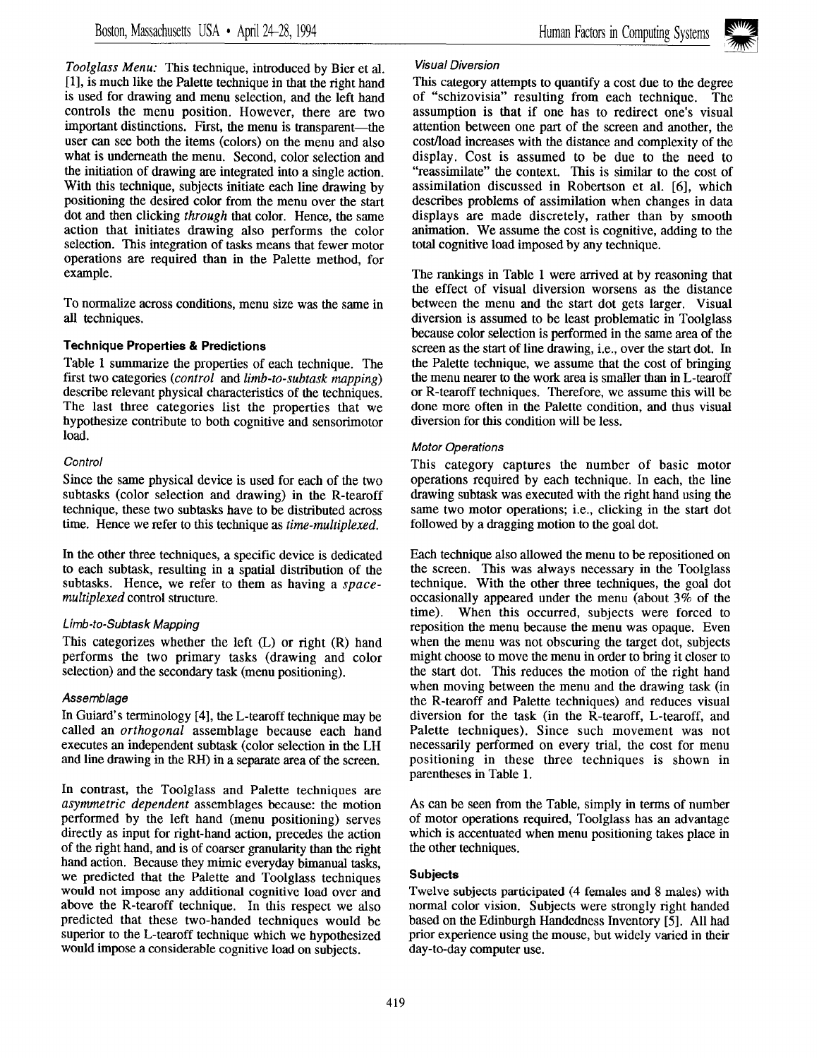*Toolglass Menu:* This technique, introduced by Bier et al. [1], is much like the Palette technique in that the right hand is used for drawing and menu selection, and the left hand controls the menu position. However, there are two important distinctions. First, the menu is transparent—the user can see both the items (colors) on the menu and also what is underneath the menu. Second, color selection and the initiation of drawing are integrated into a single action. With this technique, subjects initiate each line drawing by positioning the desired color from the menu over the start dot and then clicking *through* that color. Hence, the same action that initiates drawing also performs the color selection. This integration of tasks means that fewer motor operations are required than in the Palette method, for example.

To normalize across conditions, menu size was the same in all techniques.

### Technique Properties & Predictions

Table 1 summarize the properties of each technique. The first two categories (*control* and *limb-to-subtask mapping*) describe relevant physical characteristics of the techniques. The last three categories list the properties that we hypothesize contribute to both cognitive and sensorimotor load.

#### *Control*

Since the same physical device is used for each of the two subtasks (color selection and drawing) in the R-tearoff technique, these two subtasks have to be distributed across time. Hence we refer to this technique as *time-multiplexed.*

In the other three techniques, a specific device is dedicated to each subtask, resulting in a spatial distribution of the subtasks. Hence, we refer to them as having a *space-multiplexed* control structure.

#### *Limb-to-Subtask Mapping*

This categorizes whether the left (L) or right (R) hand performs the two primary tasks (drawing and color selection) and the secondary task (menu positioning).

#### *Assemblage*

In Guiard's terminology [4], the L-tearoff technique may be called an *orthogonal* assemblage because each hand executes an independent subtask (color selection in the LH and line drawing in the RH) in a separate area of the screen.

In contrast, the Toolglass and Palette techniques are *asymmetric dependent* assemblages because: the motion performed by the left hand (menu positioning) serves directly as input for right-hand action, precedes the action of the right hand, and is of coarser granularity than the right hand action. Because they mimic everyday bimanual tasks, we predicted that the Palette and Toolglass techniques would not impose any additional cognitive load over and above the R-tearoff technique. In this respect we also predicted that these two-handed techniques would be superior to the L-tearoff technique which we hypothesized would impose a considerable cognitive load on subjects.

#### *Visual Diversion*

This category attempts to quantify a cost due to the degree of "schizovisia" resulting from each technique. The assumption is that if one has to redirect one's visual attention between one part of the screen and another, the cost/load increases with the distance and complexity of the display. Cost is assumed to be due to the need to "reassimilate" the context. This is similar to the cost of assimilation discussed in Robertson et al. [6], which describes problems of assimilation when changes in data displays are made discretely, rather than by smooth animation. We assume the cost is cognitive, adding to the total cognitive load imposed by any technique.

The rankings in Table 1 were arrived at by reasoning that the effect of visual diversion worsens as the distance between the menu and the start dot gets larger. Visual diversion is assumed to be least problematic in Toolglass because color selection is performed in the same area of the screen as the start of line drawing, i.e., over the start dot. In the Palette technique, we assume that the cost of bringing the menu nearer to the work area is smaller than in L-tearoff or R-tearoff techniques. Therefore, we assume this will be done more often in the Palette condition, and thus visual diversion for this condition will be less.

#### *Motor Operations*

This category captures the number of basic motor operations required by each technique. In each, the line drawing subtask was executed with the right hand using the same two motor operations; i.e., clicking in the start dot followed by a dragging motion to the goal dot.

Each technique also allowed the menu to be repositioned on the screen. This was always necessary in the Toolglass technique. With the other three techniques, the goal dot occasionally appeared under the menu (about 3% of the time). When this occurred, subjects were forced to reposition the menu because the menu was opaque. Even when the menu was not obscuring the target dot, subjects might choose to move the menu in order to bring it closer to the start dot. This reduces the motion of the right hand when moving between the menu and the drawing task (in the R-tearoff and Palette techniques) and reduces visual diversion for the task (in the R-tearoff, L-tearoff, and Palette techniques). Since such movement was not necessarily performed on every trial, the cost for menu positioning in these three techniques is shown in parentheses in Table 1.

As can be seen from the Table, simply in terms of number of motor operations required, Toolglass has an advantage which is accentuated when menu positioning takes place in the other techniques.

### Subjects

Twelve subjects participated (4 females and 8 males) with normal color vision. Subjects were strongly right handed based on the Edinburgh Handedness Inventory [5]. All had prior experience using the mouse, but widely varied in their day-to-day computer use.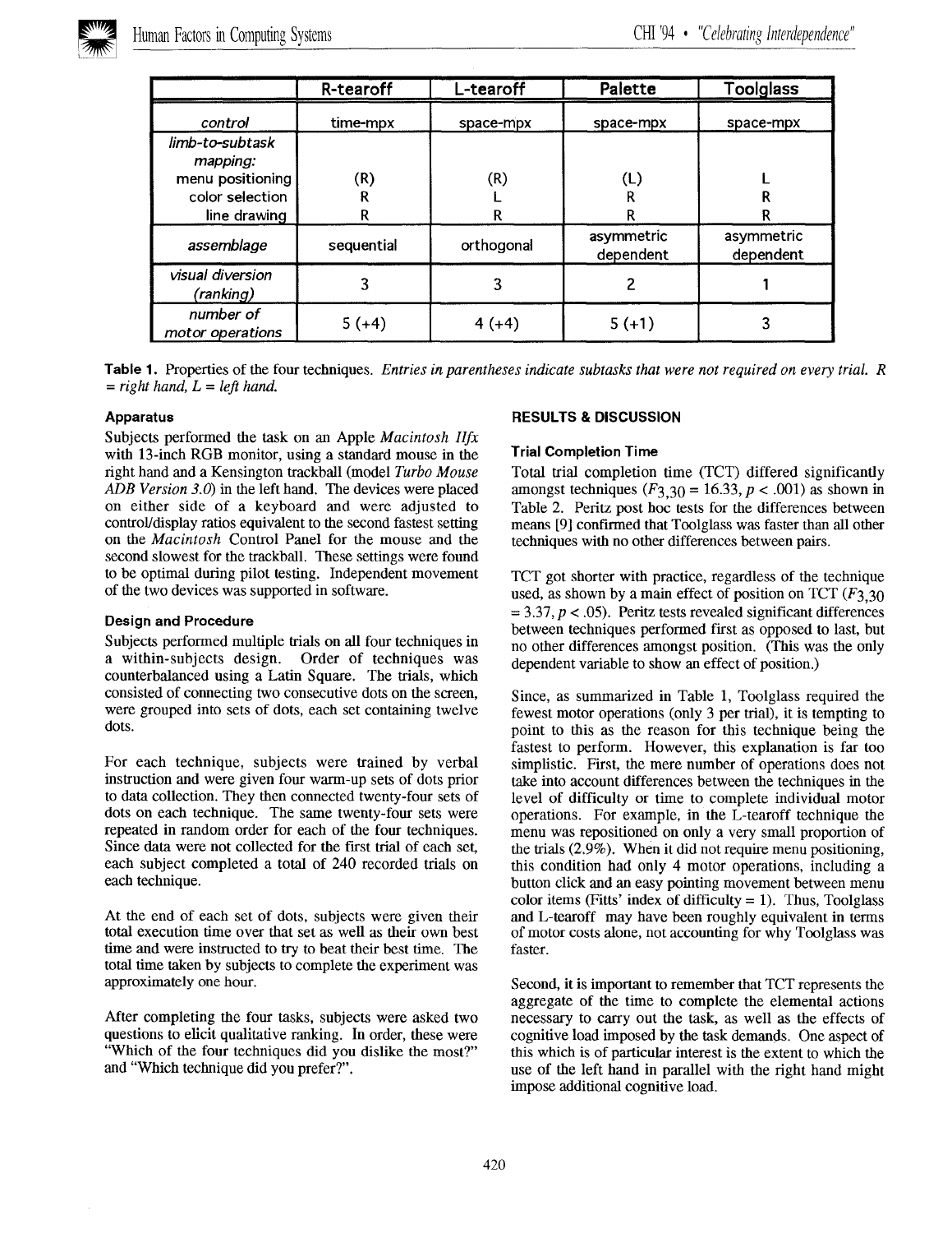| | R-tearoff | L-tearoff | Palette | Toolglass |
|---|---|---|---|---|
| *control* | time-mpx | space-mpx | space-mpx | space-mpx |
| *limb-to-subtask mapping:* | | | | |
| menu positioning | (R) | (R) | (L) | L |
| color selection | R | L | R | R |
| line drawing | R | R | R | R |
| *assemblage* | sequential | orthogonal | asymmetric dependent | asymmetric dependent |
| *visual diversion (ranking)* | 3 | 3 | 2 | 1 |
| *number of motor operations* | 5 (+4) | 4 (+4) | 5 (+1) | 3 |

**Table 1.** Properties of the four techniques. *Entries in parentheses indicate subtasks that were not required on every trial. R = right hand, L = left hand.*

### Apparatus

Subjects performed the task on an Apple *Macintosh IIfx* with 13-inch RGB monitor, using a standard mouse in the right hand and a Kensington trackball (model *Turbo Mouse ADB Version 3.0*) in the left hand. The devices were placed on either side of a keyboard and were adjusted to control/display ratios equivalent to the second fastest setting on the *Macintosh* Control Panel for the mouse and the second slowest for the trackball. These settings were found to be optimal during pilot testing. Independent movement of the two devices was supported in software.

### Design and Procedure

Subjects performed multiple trials on all four techniques in a within-subjects design. Order of techniques was counterbalanced using a Latin Square. The trials, which consisted of connecting two consecutive dots on the screen, were grouped into sets of dots, each set containing twelve dots.

For each technique, subjects were trained by verbal instruction and were given four warm-up sets of dots prior to data collection. They then connected twenty-four sets of dots on each technique. The same twenty-four sets were repeated in random order for each of the four techniques. Since data were not collected for the first trial of each set, each subject completed a total of 240 recorded trials on each technique.

At the end of each set of dots, subjects were given their total execution time over that set as well as their own best time and were instructed to try to beat their best time. The total time taken by subjects to complete the experiment was approximately one hour.

After completing the four tasks, subjects were asked two questions to elicit qualitative ranking. In order, these were "Which of the four techniques did you dislike the most?" and "Which technique did you prefer?".

## RESULTS & DISCUSSION

### Trial Completion Time

Total trial completion time (TCT) differed significantly amongst techniques ($F_{3,30} = 16.33$, $p < .001$) as shown in Table 2. Peritz post hoc tests for the differences between means [9] confirmed that Toolglass was faster than all other techniques with no other differences between pairs.

TCT got shorter with practice, regardless of the technique used, as shown by a main effect of position on TCT ($F_{3,30} = 3.37$, $p < .05$). Peritz tests revealed significant differences between techniques performed first as opposed to last, but no other differences amongst position. (This was the only dependent variable to show an effect of position.)

Since, as summarized in Table 1, Toolglass required the fewest motor operations (only 3 per trial), it is tempting to point to this as the reason for this technique being the fastest to perform. However, this explanation is far too simplistic. First, the mere number of operations does not take into account differences between the techniques in the level of difficulty or time to complete individual motor operations. For example, in the L-tearoff technique the menu was repositioned on only a very small proportion of the trials (2.9%). When it did not require menu positioning, this condition had only 4 motor operations, including a button click and an easy pointing movement between menu color items (Fitts' index of difficulty = 1). Thus, Toolglass and L-tearoff may have been roughly equivalent in terms of motor costs alone, not accounting for why Toolglass was faster.

Second, it is important to remember that TCT represents the aggregate of the time to complete the elemental actions necessary to carry out the task, as well as the effects of cognitive load imposed by the task demands. One aspect of this which is of particular interest is the extent to which the use of the left hand in parallel with the right hand might impose additional cognitive load.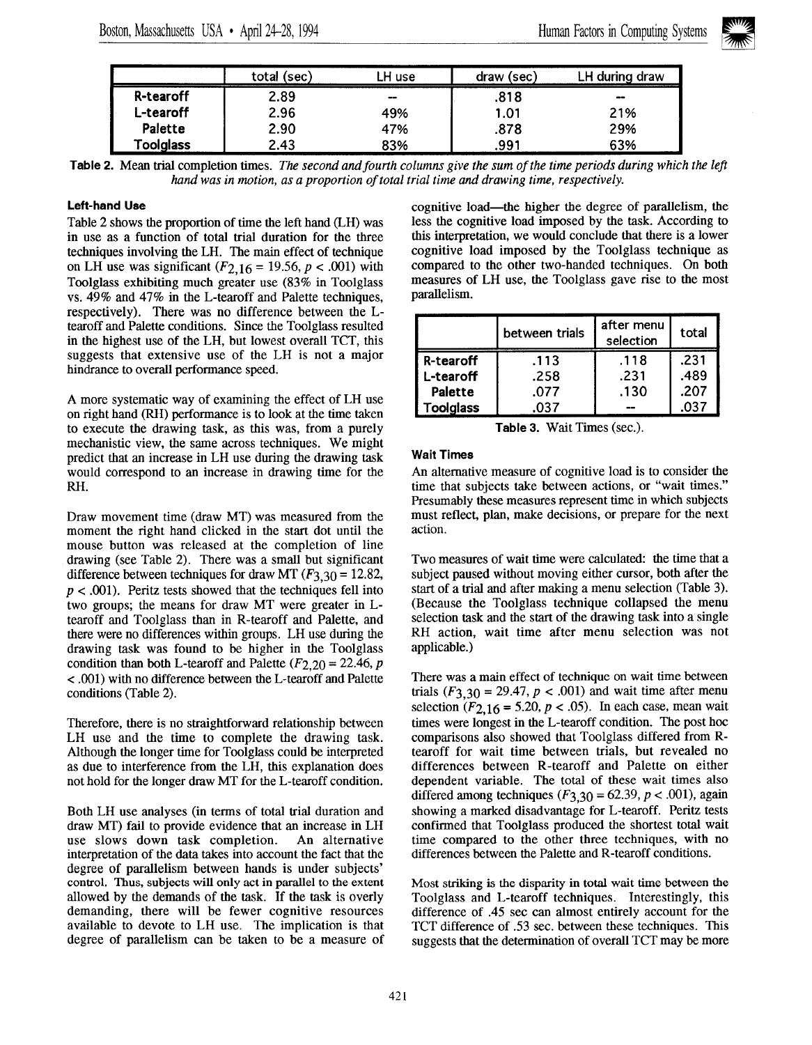|  | total (sec) | LH use | draw (sec) | LH during draw |
|---|---|---|---|---|
| R-tearoff | 2.89 | -- | .818 | -- |
| L-tearoff | 2.96 | 49% | 1.01 | 21% |
| Palette | 2.90 | 47% | .878 | 29% |
| Toolglass | 2.43 | 83% | .991 | 63% |

**Table 2.** Mean trial completion times. *The second and fourth columns give the sum of the time periods during which the left hand was in motion, as a proportion of total trial time and drawing time, respectively.*

#### Left-hand Use

Table 2 shows the proportion of time the left hand (LH) was in use as a function of total trial duration for the three techniques involving the LH. The main effect of technique on LH use was significant ($F_{2,16} = 19.56$, $p < .001$) with Toolglass exhibiting much greater use (83% in Toolglass vs. 49% and 47% in the L-tearoff and Palette techniques, respectively). There was no difference between the L-tearoff and Palette conditions. Since the Toolglass resulted in the highest use of the LH, but lowest overall TCT, this suggests that extensive use of the LH is not a major hindrance to overall performance speed.

A more systematic way of examining the effect of LH use on right hand (RH) performance is to look at the time taken to execute the drawing task, as this was, from a purely mechanistic view, the same across techniques. We might predict that an increase in LH use during the drawing task would correspond to an increase in drawing time for the RH.

Draw movement time (draw MT) was measured from the moment the right hand clicked in the start dot until the mouse button was released at the completion of line drawing (see Table 2). There was a small but significant difference between techniques for draw MT ($F_{3,30} = 12.82$, $p < .001$). Peritz tests showed that the techniques fell into two groups; the means for draw MT were greater in L-tearoff and Toolglass than in R-tearoff and Palette, and there were no differences within groups. LH use during the drawing task was found to be higher in the Toolglass condition than both L-tearoff and Palette ($F_{2,20} = 22.46$, $p < .001$) with no difference between the L-tearoff and Palette conditions (Table 2).

Therefore, there is no straightforward relationship between LH use and the time to complete the drawing task. Although the longer time for Toolglass could be interpreted as due to interference from the LH, this explanation does not hold for the longer draw MT for the L-tearoff condition.

Both LH use analyses (in terms of total trial duration and draw MT) fail to provide evidence that an increase in LH use slows down task completion. An alternative interpretation of the data takes into account the fact that the degree of parallelism between hands is under subjects' control. Thus, subjects will only act in parallel to the extent allowed by the demands of the task. If the task is overly demanding, there will be fewer cognitive resources available to devote to LH use. The implication is that degree of parallelism can be taken to be a measure of cognitive load—the higher the degree of parallelism, the less the cognitive load imposed by the task. According to this interpretation, we would conclude that there is a lower cognitive load imposed by the Toolglass technique as compared to the other two-handed techniques. On both measures of LH use, the Toolglass gave rise to the most parallelism.

|  | between trials | after menu selection | total |
|---|---|---|---|
| R-tearoff | .113 | .118 | .231 |
| L-tearoff | .258 | .231 | .489 |
| Palette | .077 | .130 | .207 |
| Toolglass | .037 | -- | .037 |

**Table 3.** Wait Times (sec.).

#### Wait Times

An alternative measure of cognitive load is to consider the time that subjects take between actions, or "wait times." Presumably these measures represent time in which subjects must reflect, plan, make decisions, or prepare for the next action.

Two measures of wait time were calculated: the time that a subject paused without moving either cursor, both after the start of a trial and after making a menu selection (Table 3). (Because the Toolglass technique collapsed the menu selection task and the start of the drawing task into a single RH action, wait time after menu selection was not applicable.)

There was a main effect of technique on wait time between trials ($F_{3,30} = 29.47$, $p < .001$) and wait time after menu selection ($F_{2,16} = 5.20$, $p < .05$). In each case, mean wait times were longest in the L-tearoff condition. The post hoc comparisons also showed that Toolglass differed from R-tearoff for wait time between trials, but revealed no differences between R-tearoff and Palette on either dependent variable. The total of these wait times also differed among techniques ($F_{3,30} = 62.39$, $p < .001$), again showing a marked disadvantage for L-tearoff. Peritz tests confirmed that Toolglass produced the shortest total wait time compared to the other three techniques, with no differences between the Palette and R-tearoff conditions.

Most striking is the disparity in total wait time between the Toolglass and L-tearoff techniques. Interestingly, this difference of .45 sec can almost entirely account for the TCT difference of .53 sec. between these techniques. This suggests that the determination of overall TCT may be more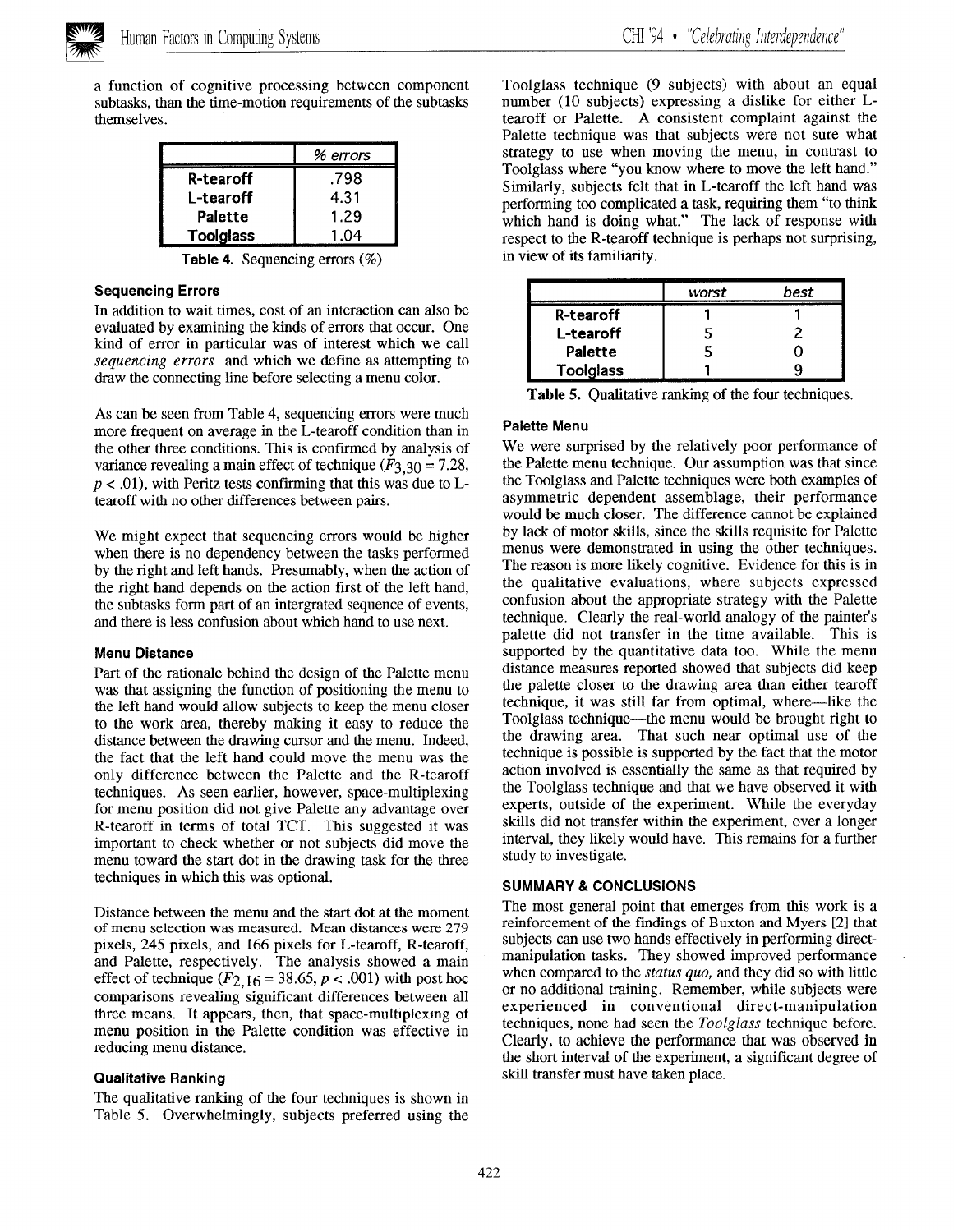a function of cognitive processing between component subtasks, than the time-motion requirements of the subtasks themselves.

| | % errors |
|---|---|
| R-tearoff | .798 |
| L-tearoff | 4.31 |
| Palette | 1.29 |
| Toolglass | 1.04 |

**Table 4.** Sequencing errors (%)

### Sequencing Errors

In addition to wait times, cost of an interaction can also be evaluated by examining the kinds of errors that occur. One kind of error in particular was of interest which we call *sequencing errors* and which we define as attempting to draw the connecting line before selecting a menu color.

As can be seen from Table 4, sequencing errors were much more frequent on average in the L-tearoff condition than in the other three conditions. This is confirmed by analysis of variance revealing a main effect of technique ($F_{3,30} = 7.28$, $p < .01$), with Peritz tests confirming that this was due to L-tearoff with no other differences between pairs.

We might expect that sequencing errors would be higher when there is no dependency between the tasks performed by the right and left hands. Presumably, when the action of the right hand depends on the action first of the left hand, the subtasks form part of an intergrated sequence of events, and there is less confusion about which hand to use next.

### Menu Distance

Part of the rationale behind the design of the Palette menu was that assigning the function of positioning the menu to the left hand would allow subjects to keep the menu closer to the work area, thereby making it easy to reduce the distance between the drawing cursor and the menu. Indeed, the fact that the left hand could move the menu was the only difference between the Palette and the R-tearoff techniques. As seen earlier, however, space-multiplexing for menu position did not give Palette any advantage over R-tearoff in terms of total TCT. This suggested it was important to check whether or not subjects did move the menu toward the start dot in the drawing task for the three techniques in which this was optional.

Distance between the menu and the start dot at the moment of menu selection was measured. Mean distances were 279 pixels, 245 pixels, and 166 pixels for L-tearoff, R-tearoff, and Palette, respectively. The analysis showed a main effect of technique ($F_{2,16} = 38.65$, $p < .001$) with post hoc comparisons revealing significant differences between all three means. It appears, then, that space-multiplexing of menu position in the Palette condition was effective in reducing menu distance.

### Qualitative Ranking

The qualitative ranking of the four techniques is shown in Table 5. Overwhelmingly, subjects preferred using the Toolglass technique (9 subjects) with about an equal number (10 subjects) expressing a dislike for either L-tearoff or Palette. A consistent complaint against the Palette technique was that subjects were not sure what strategy to use when moving the menu, in contrast to Toolglass where "you know where to move the left hand." Similarly, subjects felt that in L-tearoff the left hand was performing too complicated a task, requiring them "to think which hand is doing what." The lack of response with respect to the R-tearoff technique is perhaps not surprising, in view of its familiarity.

| | worst | best |
|---|---|---|
| R-tearoff | 1 | 1 |
| L-tearoff | 5 | 2 |
| Palette | 5 | 0 |
| Toolglass | 1 | 9 |

**Table 5.** Qualitative ranking of the four techniques.

### Palette Menu

We were surprised by the relatively poor performance of the Palette menu technique. Our assumption was that since the Toolglass and Palette techniques were both examples of asymmetric dependent assemblage, their performance would be much closer. The difference cannot be explained by lack of motor skills, since the skills requisite for Palette menus were demonstrated in using the other techniques. The reason is more likely cognitive. Evidence for this is in the qualitative evaluations, where subjects expressed confusion about the appropriate strategy with the Palette technique. Clearly the real-world analogy of the painter's palette did not transfer in the time available. This is supported by the quantitative data too. While the menu distance measures reported showed that subjects did keep the palette closer to the drawing area than either tearoff technique, it was still far from optimal, where—like the Toolglass technique—the menu would be brought right to the drawing area. That such near optimal use of the technique is possible is supported by the fact that the motor action involved is essentially the same as that required by the Toolglass technique and that we have observed it with experts, outside of the experiment. While the everyday skills did not transfer within the experiment, over a longer interval, they likely would have. This remains for a further study to investigate.

## SUMMARY & CONCLUSIONS

The most general point that emerges from this work is a reinforcement of the findings of Buxton and Myers [2] that subjects can use two hands effectively in performing direct-manipulation tasks. They showed improved performance when compared to the *status quo*, and they did so with little or no additional training. Remember, while subjects were experienced in conventional direct-manipulation techniques, none had seen the *Toolglass* technique before. Clearly, to achieve the performance that was observed in the short interval of the experiment, a significant degree of skill transfer must have taken place.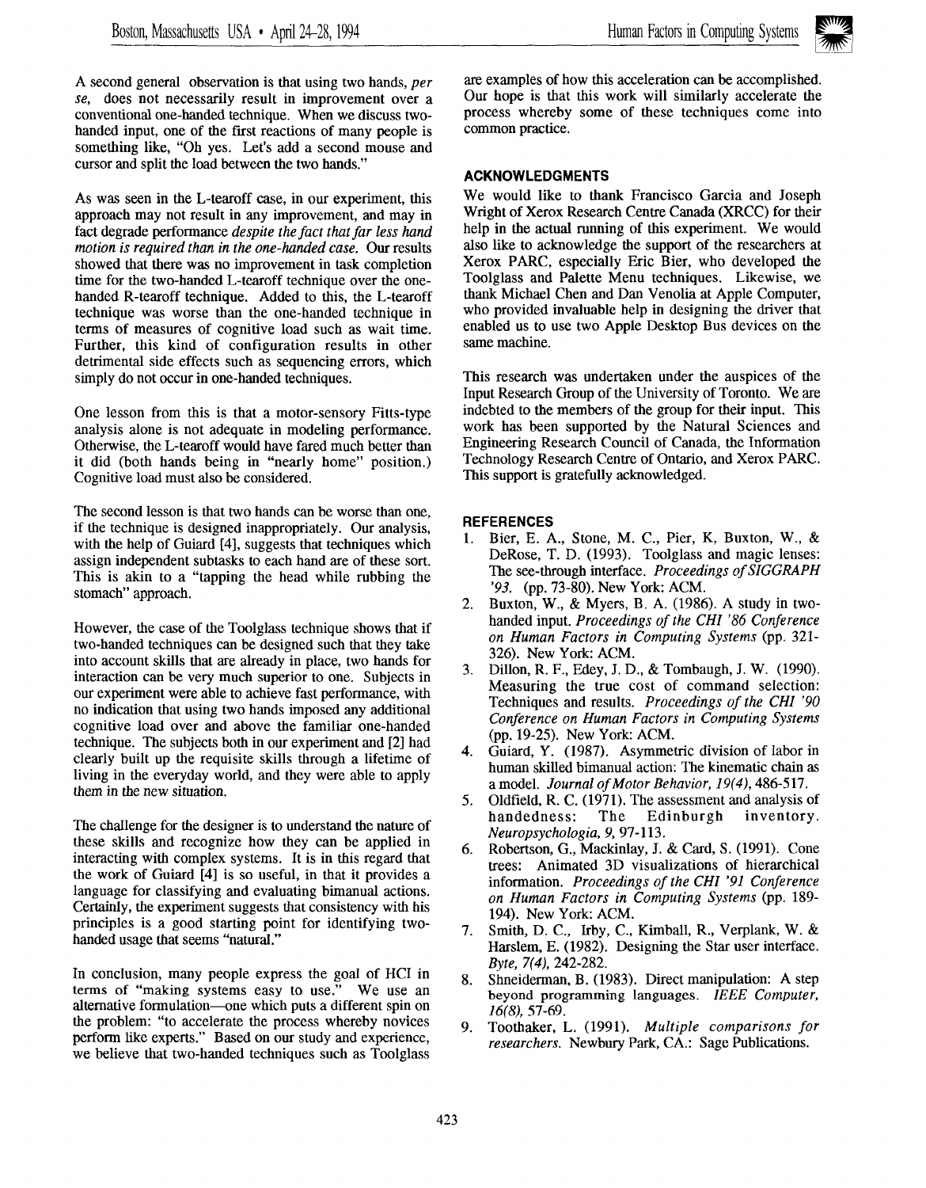A second general observation is that using two hands, *per se*, does not necessarily result in improvement over a conventional one-handed technique. When we discuss two-handed input, one of the first reactions of many people is something like, "Oh yes. Let's add a second mouse and cursor and split the load between the two hands."

As was seen in the L-tearoff case, in our experiment, this approach may not result in any improvement, and may in fact degrade performance *despite the fact that far less hand motion is required than in the one-handed case.* Our results showed that there was no improvement in task completion time for the two-handed L-tearoff technique over the one-handed R-tearoff technique. Added to this, the L-tearoff technique was worse than the one-handed technique in terms of measures of cognitive load such as wait time. Further, this kind of configuration results in other detrimental side effects such as sequencing errors, which simply do not occur in one-handed techniques.

One lesson from this is that a motor-sensory Fitts-type analysis alone is not adequate in modeling performance. Otherwise, the L-tearoff would have fared much better than it did (both hands being in "nearly home" position.) Cognitive load must also be considered.

The second lesson is that two hands can be worse than one, if the technique is designed inappropriately. Our analysis, with the help of Guiard [4], suggests that techniques which assign independent subtasks to each hand are of these sort. This is akin to a "tapping the head while rubbing the stomach" approach.

However, the case of the Toolglass technique shows that if two-handed techniques can be designed such that they take into account skills that are already in place, two hands for interaction can be very much superior to one. Subjects in our experiment were able to achieve fast performance, with no indication that using two hands imposed any additional cognitive load over and above the familiar one-handed technique. The subjects both in our experiment and [2] had clearly built up the requisite skills through a lifetime of living in the everyday world, and they were able to apply them in the new situation.

The challenge for the designer is to understand the nature of these skills and recognize how they can be applied in interacting with complex systems. It is in this regard that the work of Guiard [4] is so useful, in that it provides a language for classifying and evaluating bimanual actions. Certainly, the experiment suggests that consistency with his principles is a good starting point for identifying two-handed usage that seems "natural."

In conclusion, many people express the goal of HCI in terms of "making systems easy to use." We use an alternative formulation—one which puts a different spin on the problem: "to accelerate the process whereby novices perform like experts." Based on our study and experience, we believe that two-handed techniques such as Toolglass are examples of how this acceleration can be accomplished. Our hope is that this work will similarly accelerate the process whereby some of these techniques come into common practice.

## ACKNOWLEDGMENTS

We would like to thank Francisco Garcia and Joseph Wright of Xerox Research Centre Canada (XRCC) for their help in the actual running of this experiment. We would also like to acknowledge the support of the researchers at Xerox PARC, especially Eric Bier, who developed the Toolglass and Palette Menu techniques. Likewise, we thank Michael Chen and Dan Venolia at Apple Computer, who provided invaluable help in designing the driver that enabled us to use two Apple Desktop Bus devices on the same machine.

This research was undertaken under the auspices of the Input Research Group of the University of Toronto. We are indebted to the members of the group for their input. This work has been supported by the Natural Sciences and Engineering Research Council of Canada, the Information Technology Research Centre of Ontario, and Xerox PARC. This support is gratefully acknowledged.

## REFERENCES

1. Bier, E. A., Stone, M. C., Pier, K, Buxton, W., & DeRose, T. D. (1993). Toolglass and magic lenses: The see-through interface. *Proceedings of SIGGRAPH '93.* (pp. 73-80). New York: ACM.
2. Buxton, W., & Myers, B. A. (1986). A study in two-handed input. *Proceedings of the CHI '86 Conference on Human Factors in Computing Systems* (pp. 321-326). New York: ACM.
3. Dillon, R. F., Edey, J. D., & Tombaugh, J. W. (1990). Measuring the true cost of command selection: Techniques and results. *Proceedings of the CHI '90 Conference on Human Factors in Computing Systems* (pp. 19-25). New York: ACM.
4. Guiard, Y. (1987). Asymmetric division of labor in human skilled bimanual action: The kinematic chain as a model. *Journal of Motor Behavior, 19(4)*, 486-517.
5. Oldfield, R. C. (1971). The assessment and analysis of handedness: The Edinburgh inventory. *Neuropsychologia, 9*, 97-113.
6. Robertson, G., Mackinlay, J. & Card, S. (1991). Cone trees: Animated 3D visualizations of hierarchical information. *Proceedings of the CHI '91 Conference on Human Factors in Computing Systems* (pp. 189-194). New York: ACM.
7. Smith, D. C., Irby, C., Kimball, R., Verplank, W. & Harslem, E. (1982). Designing the Star user interface. *Byte, 7(4)*, 242-282.
8. Shneiderman, B. (1983). Direct manipulation: A step beyond programming languages. *IEEE Computer, 16(8)*, 57-69.
9. Toothaker, L. (1991). *Multiple comparisons for researchers.* Newbury Park, CA.: Sage Publications.